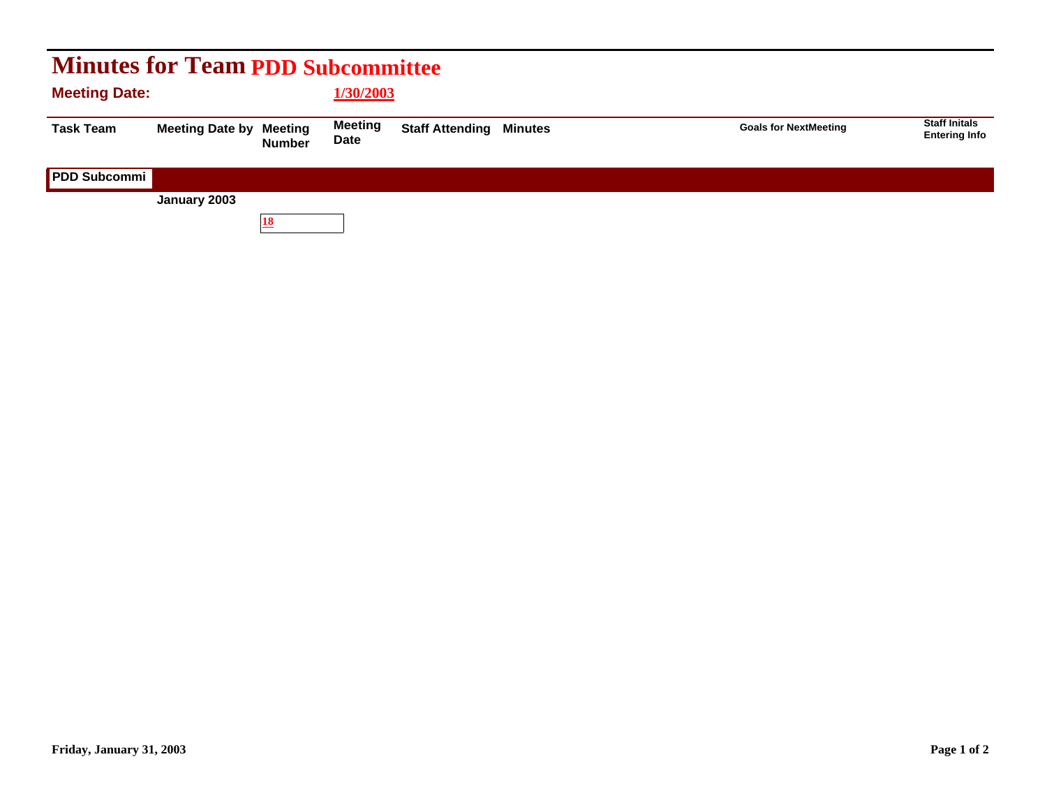# Minutes for Team PDD Subcommittee

**Meeting Date:** 1/30/2003

| Task Team | Meeting Date by | Meeting Number | Meeting Date | Staff Attending | Minutes | Goals for NextMeeting | Staff Initals Entering Info |
|---|---|---|---|---|---|---|---|
| **PDD Subcommi** | | | | | | | |
| | **January 2003** | | | | | | |
| | | 18 | | | | | |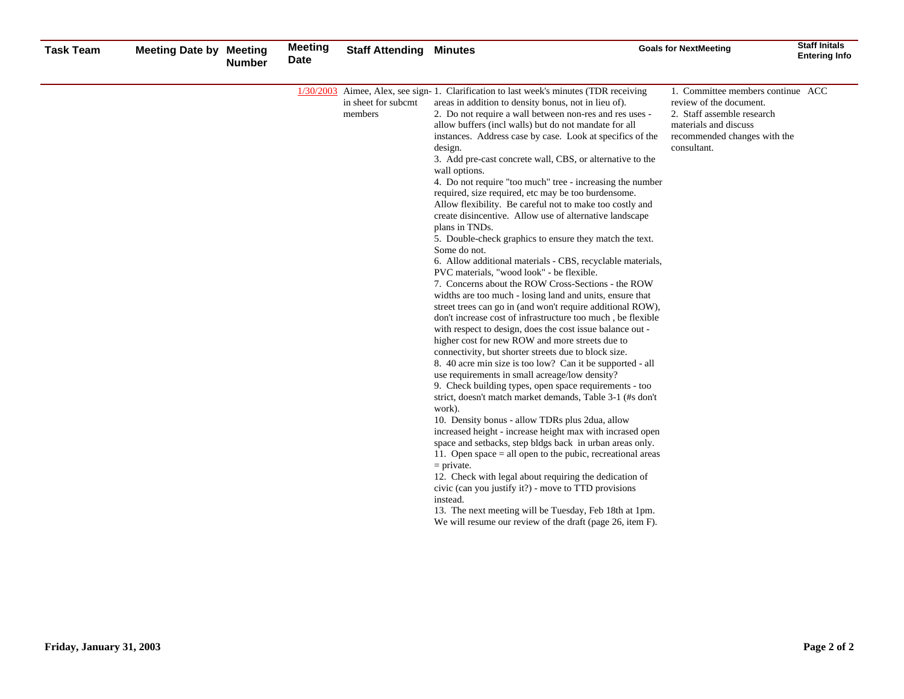| Task Team | Meeting Date by | Meeting Number | Meeting Date | Staff Attending | Minutes | Goals for NextMeeting | Staff Initals Entering Info |
|---|---|---|---|---|---|---|---|
| | | | 1/30/2003 | Aimee, Alex, see sign-in sheet for subcmt members | 1. Clarification to last week's minutes (TDR receiving areas in addition to density bonus, not in lieu of).<br>2. Do not require a wall between non-res and res uses - allow buffers (incl walls) but do not mandate for all instances. Address case by case. Look at specifics of the design.<br>3. Add pre-cast concrete wall, CBS, or alternative to the wall options.<br>4. Do not require "too much" tree - increasing the number required, size required, etc may be too burdensome. Allow flexibility. Be careful not to make too costly and create disincentive. Allow use of alternative landscape plans in TNDs.<br>5. Double-check graphics to ensure they match the text. Some do not.<br>6. Allow additional materials - CBS, recyclable materials, PVC materials, "wood look" - be flexible.<br>7. Concerns about the ROW Cross-Sections - the ROW widths are too much - losing land and units, ensure that street trees can go in (and won't require additional ROW), don't increase cost of infrastructure too much , be flexible with respect to design, does the cost issue balance out - higher cost for new ROW and more streets due to connectivity, but shorter streets due to block size.<br>8. 40 acre min size is too low? Can it be supported - all use requirements in small acreage/low density?<br>9. Check building types, open space requirements - too strict, doesn't match market demands, Table 3-1 (#s don't work).<br>10. Density bonus - allow TDRs plus 2dua, allow increased height - increase height max with incrased open space and setbacks, step bldgs back in urban areas only.<br>11. Open space = all open to the pubic, recreational areas = private.<br>12. Check with legal about requiring the dedication of civic (can you justify it?) - move to TTD provisions instead.<br>13. The next meeting will be Tuesday, Feb 18th at 1pm. We will resume our review of the draft (page 26, item F). | 1. Committee members continue review of the document.<br>2. Staff assemble research materials and discuss recommended changes with the consultant. | ACC |

**Friday, January 31, 2003**